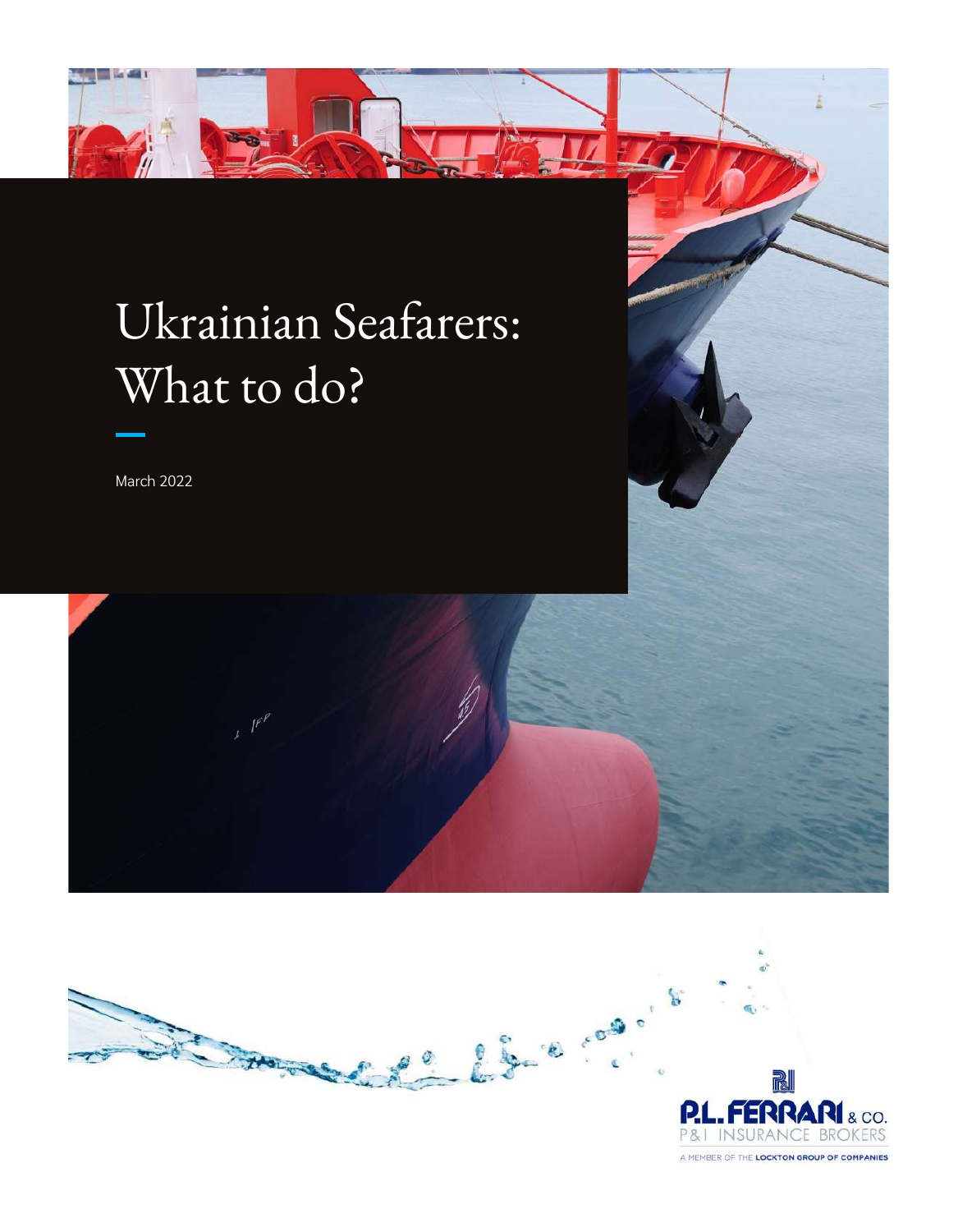# Ukrainian Seafarers: What to do?

March 2022

P.L. FERRARI & CO.
P&I INSURANCE BROKERS
A MEMBER OF THE LOCKTON GROUP OF COMPANIES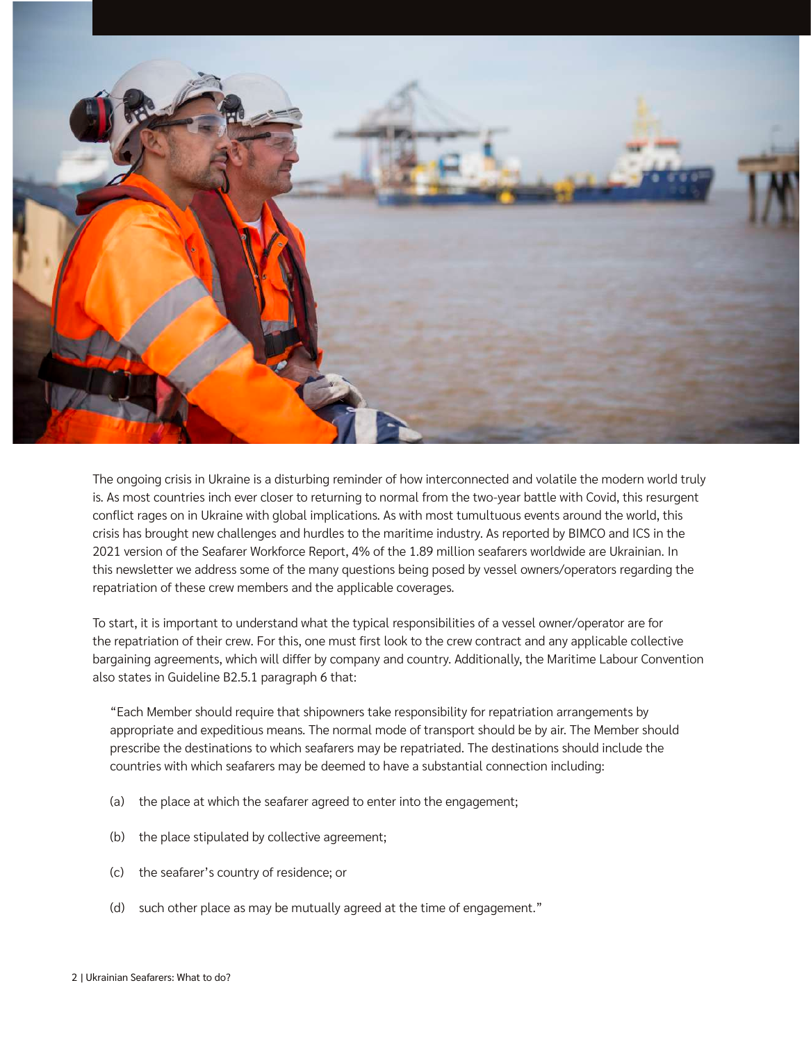The ongoing crisis in Ukraine is a disturbing reminder of how interconnected and volatile the modern world truly is. As most countries inch ever closer to returning to normal from the two-year battle with Covid, this resurgent conflict rages on in Ukraine with global implications. As with most tumultuous events around the world, this crisis has brought new challenges and hurdles to the maritime industry. As reported by BIMCO and ICS in the 2021 version of the Seafarer Workforce Report, 4% of the 1.89 million seafarers worldwide are Ukrainian. In this newsletter we address some of the many questions being posed by vessel owners/operators regarding the repatriation of these crew members and the applicable coverages.

To start, it is important to understand what the typical responsibilities of a vessel owner/operator are for the repatriation of their crew. For this, one must first look to the crew contract and any applicable collective bargaining agreements, which will differ by company and country. Additionally, the Maritime Labour Convention also states in Guideline B2.5.1 paragraph 6 that:

> "Each Member should require that shipowners take responsibility for repatriation arrangements by appropriate and expeditious means. The normal mode of transport should be by air. The Member should prescribe the destinations to which seafarers may be repatriated. The destinations should include the countries with which seafarers may be deemed to have a substantial connection including:
>
> (a) the place at which the seafarer agreed to enter into the engagement;
>
> (b) the place stipulated by collective agreement;
>
> (c) the seafarer's country of residence; or
>
> (d) such other place as may be mutually agreed at the time of engagement."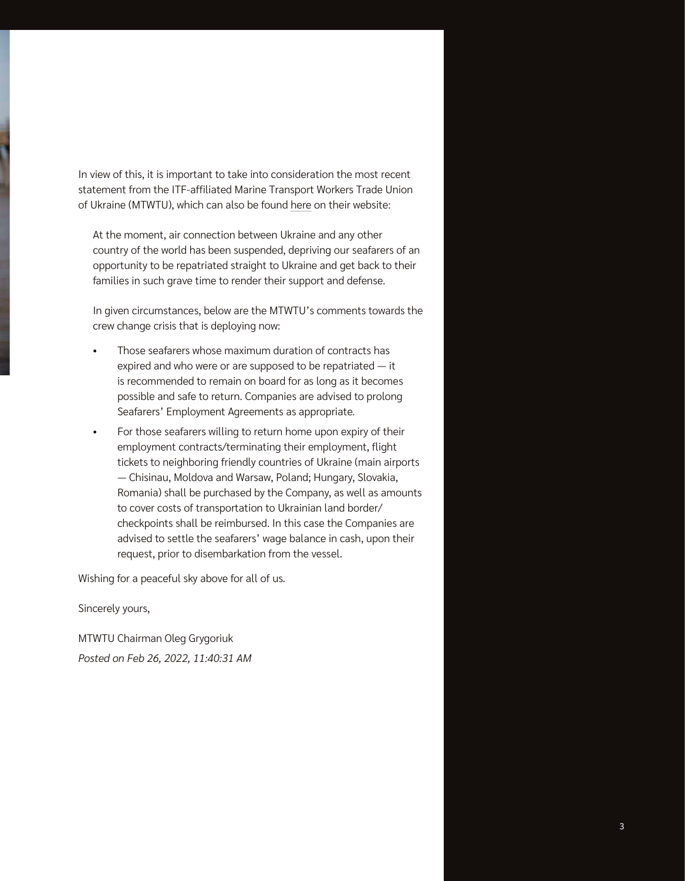In view of this, it is important to take into consideration the most recent statement from the ITF-affiliated Marine Transport Workers Trade Union of Ukraine (MTWTU), which can also be found here on their website:

> At the moment, air connection between Ukraine and any other country of the world has been suspended, depriving our seafarers of an opportunity to be repatriated straight to Ukraine and get back to their families in such grave time to render their support and defense.
>
> In given circumstances, below are the MTWTU's comments towards the crew change crisis that is deploying now:
>
> - Those seafarers whose maximum duration of contracts has expired and who were or are supposed to be repatriated — it is recommended to remain on board for as long as it becomes possible and safe to return. Companies are advised to prolong Seafarers' Employment Agreements as appropriate.
> - For those seafarers willing to return home upon expiry of their employment contracts/terminating their employment, flight tickets to neighboring friendly countries of Ukraine (main airports — Chisinau, Moldova and Warsaw, Poland; Hungary, Slovakia, Romania) shall be purchased by the Company, as well as amounts to cover costs of transportation to Ukrainian land border/ checkpoints shall be reimbursed. In this case the Companies are advised to settle the seafarers' wage balance in cash, upon their request, prior to disembarkation from the vessel.

Wishing for a peaceful sky above for all of us.

Sincerely yours,

MTWTU Chairman Oleg Grygoriuk

*Posted on Feb 26, 2022, 11:40:31 AM*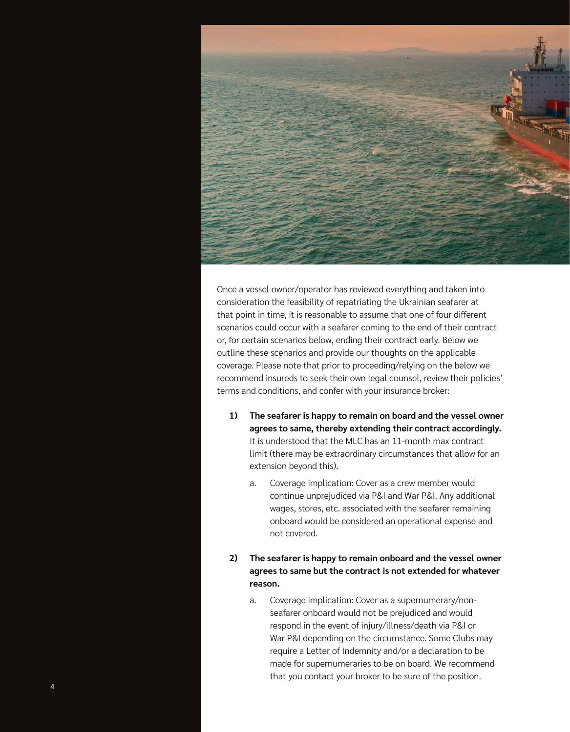Once a vessel owner/operator has reviewed everything and taken into consideration the feasibility of repatriating the Ukrainian seafarer at that point in time, it is reasonable to assume that one of four different scenarios could occur with a seafarer coming to the end of their contract or, for certain scenarios below, ending their contract early. Below we outline these scenarios and provide our thoughts on the applicable coverage. Please note that prior to proceeding/relying on the below we recommend insureds to seek their own legal counsel, review their policies' terms and conditions, and confer with your insurance broker:

1) **The seafarer is happy to remain on board and the vessel owner agrees to same, thereby extending their contract accordingly.** It is understood that the MLC has an 11-month max contract limit (there may be extraordinary circumstances that allow for an extension beyond this).

    a. Coverage implication: Cover as a crew member would continue unprejudiced via P&I and War P&I. Any additional wages, stores, etc. associated with the seafarer remaining onboard would be considered an operational expense and not covered.

2) **The seafarer is happy to remain onboard and the vessel owner agrees to same but the contract is not extended for whatever reason.**

    a. Coverage implication: Cover as a supernumerary/non-seafarer onboard would not be prejudiced and would respond in the event of injury/illness/death via P&I or War P&I depending on the circumstance. Some Clubs may require a Letter of Indemnity and/or a declaration to be made for supernumeraries to be on board. We recommend that you contact your broker to be sure of the position.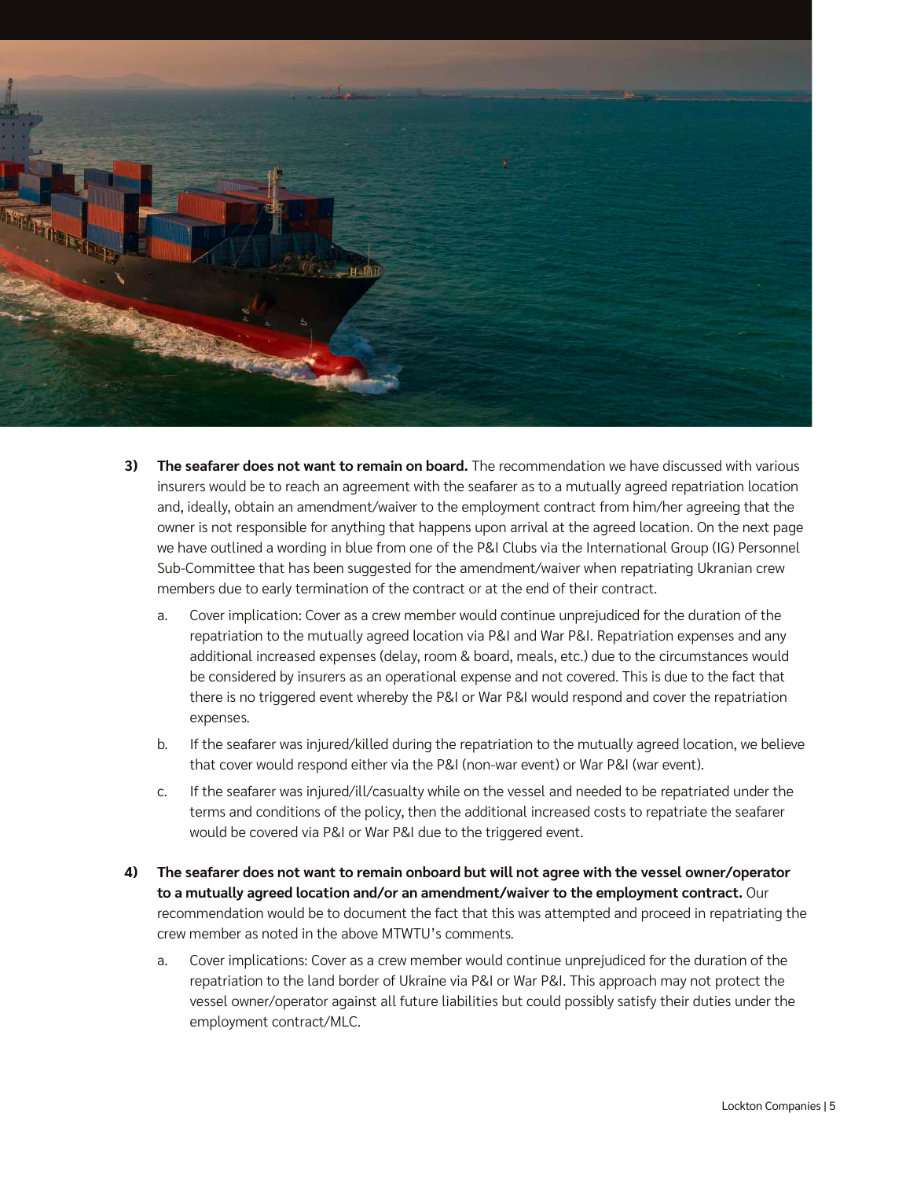3) **The seafarer does not want to remain on board.** The recommendation we have discussed with various insurers would be to reach an agreement with the seafarer as to a mutually agreed repatriation location and, ideally, obtain an amendment/waiver to the employment contract from him/her agreeing that the owner is not responsible for anything that happens upon arrival at the agreed location. On the next page we have outlined a wording in blue from one of the P&I Clubs via the International Group (IG) Personnel Sub-Committee that has been suggested for the amendment/waiver when repatriating Ukranian crew members due to early termination of the contract or at the end of their contract.

   a. Cover implication: Cover as a crew member would continue unprejudiced for the duration of the repatriation to the mutually agreed location via P&I and War P&I. Repatriation expenses and any additional increased expenses (delay, room & board, meals, etc.) due to the circumstances would be considered by insurers as an operational expense and not covered. This is due to the fact that there is no triggered event whereby the P&I or War P&I would respond and cover the repatriation expenses.

   b. If the seafarer was injured/killed during the repatriation to the mutually agreed location, we believe that cover would respond either via the P&I (non-war event) or War P&I (war event).

   c. If the seafarer was injured/ill/casualty while on the vessel and needed to be repatriated under the terms and conditions of the policy, then the additional increased costs to repatriate the seafarer would be covered via P&I or War P&I due to the triggered event.

4) **The seafarer does not want to remain onboard but will not agree with the vessel owner/operator to a mutually agreed location and/or an amendment/waiver to the employment contract.** Our recommendation would be to document the fact that this was attempted and proceed in repatriating the crew member as noted in the above MTWTU's comments.

   a. Cover implications: Cover as a crew member would continue unprejudiced for the duration of the repatriation to the land border of Ukraine via P&I or War P&I. This approach may not protect the vessel owner/operator against all future liabilities but could possibly satisfy their duties under the employment contract/MLC.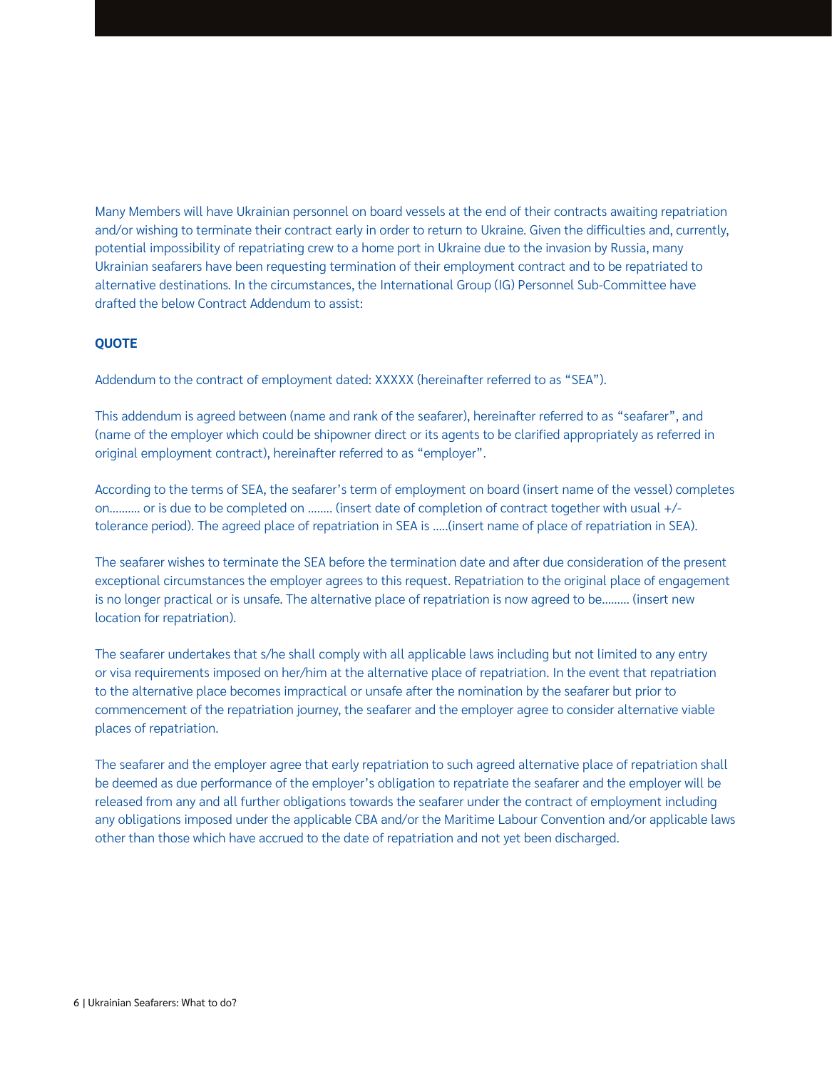Many Members will have Ukrainian personnel on board vessels at the end of their contracts awaiting repatriation and/or wishing to terminate their contract early in order to return to Ukraine. Given the difficulties and, currently, potential impossibility of repatriating crew to a home port in Ukraine due to the invasion by Russia, many Ukrainian seafarers have been requesting termination of their employment contract and to be repatriated to alternative destinations. In the circumstances, the International Group (IG) Personnel Sub-Committee have drafted the below Contract Addendum to assist:

**QUOTE**

Addendum to the contract of employment dated: XXXXX (hereinafter referred to as "SEA").

This addendum is agreed between (name and rank of the seafarer), hereinafter referred to as "seafarer", and (name of the employer which could be shipowner direct or its agents to be clarified appropriately as referred in original employment contract), hereinafter referred to as "employer".

According to the terms of SEA, the seafarer's term of employment on board (insert name of the vessel) completes on.......... or is due to be completed on ........ (insert date of completion of contract together with usual +/- tolerance period). The agreed place of repatriation in SEA is .....(insert name of place of repatriation in SEA).

The seafarer wishes to terminate the SEA before the termination date and after due consideration of the present exceptional circumstances the employer agrees to this request. Repatriation to the original place of engagement is no longer practical or is unsafe. The alternative place of repatriation is now agreed to be......... (insert new location for repatriation).

The seafarer undertakes that s/he shall comply with all applicable laws including but not limited to any entry or visa requirements imposed on her/him at the alternative place of repatriation. In the event that repatriation to the alternative place becomes impractical or unsafe after the nomination by the seafarer but prior to commencement of the repatriation journey, the seafarer and the employer agree to consider alternative viable places of repatriation.

The seafarer and the employer agree that early repatriation to such agreed alternative place of repatriation shall be deemed as due performance of the employer's obligation to repatriate the seafarer and the employer will be released from any and all further obligations towards the seafarer under the contract of employment including any obligations imposed under the applicable CBA and/or the Maritime Labour Convention and/or applicable laws other than those which have accrued to the date of repatriation and not yet been discharged.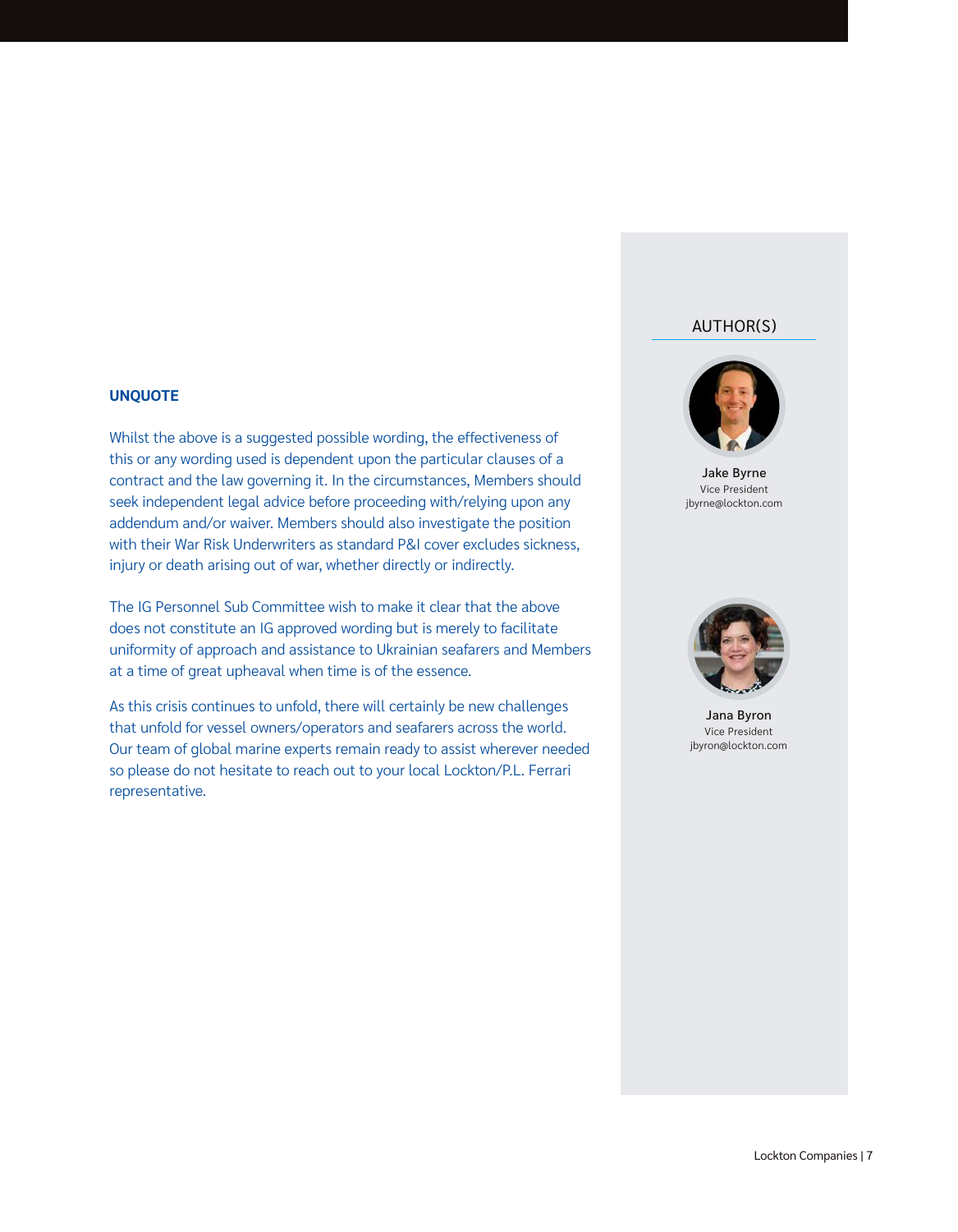**UNQUOTE**

Whilst the above is a suggested possible wording, the effectiveness of this or any wording used is dependent upon the particular clauses of a contract and the law governing it. In the circumstances, Members should seek independent legal advice before proceeding with/relying upon any addendum and/or waiver. Members should also investigate the position with their War Risk Underwriters as standard P&I cover excludes sickness, injury or death arising out of war, whether directly or indirectly.

The IG Personnel Sub Committee wish to make it clear that the above does not constitute an IG approved wording but is merely to facilitate uniformity of approach and assistance to Ukrainian seafarers and Members at a time of great upheaval when time is of the essence.

As this crisis continues to unfold, there will certainly be new challenges that unfold for vessel owners/operators and seafarers across the world. Our team of global marine experts remain ready to assist wherever needed so please do not hesitate to reach out to your local Lockton/P.L. Ferrari representative.

## AUTHOR(S)

**Jake Byrne**
Vice President
jbyrne@lockton.com

**Jana Byron**
Vice President
jbyron@lockton.com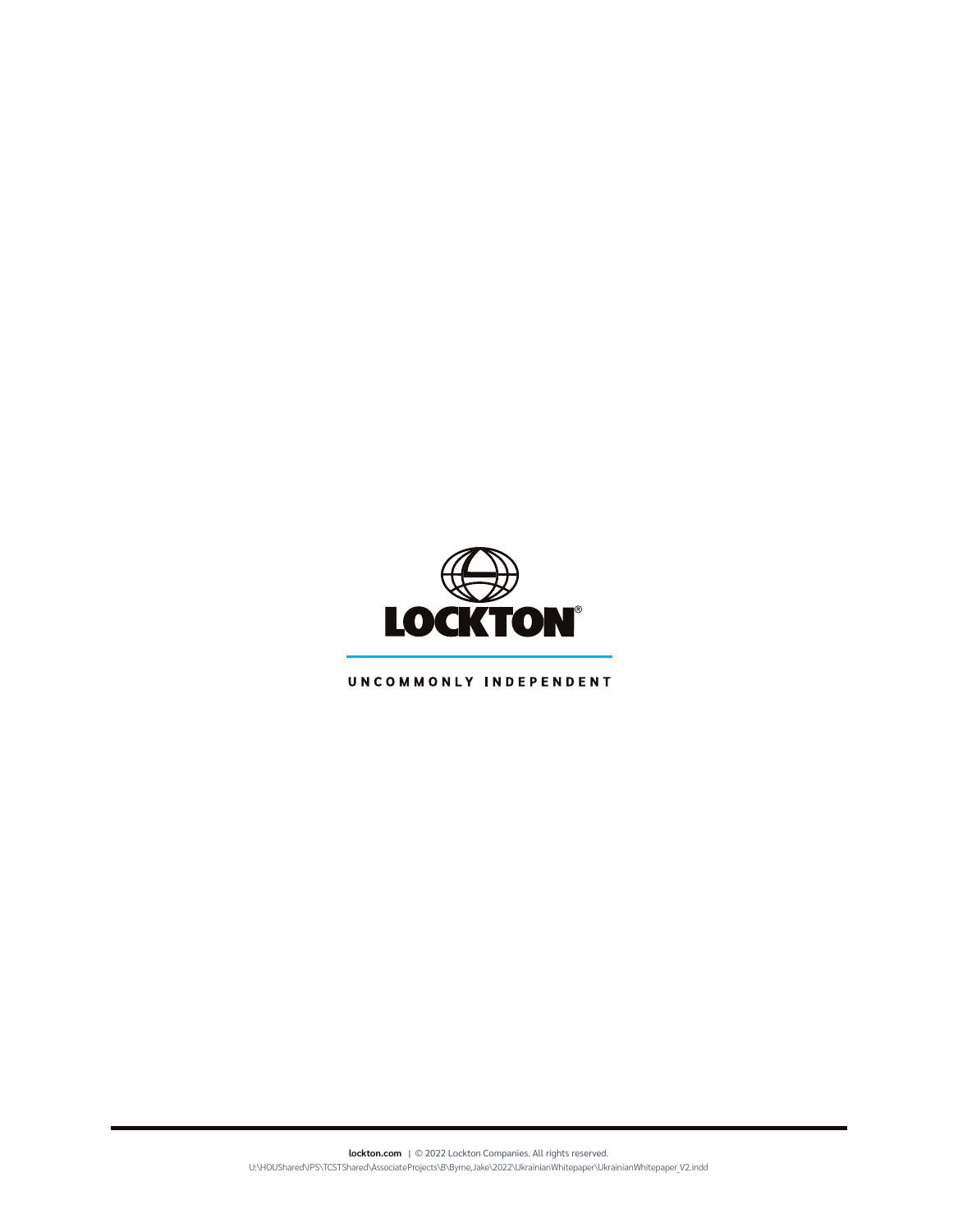LOCKTON®

UNCOMMONLY INDEPENDENT

**lockton.com** | © 2022 Lockton Companies. All rights reserved.
U:\HOUShared\IPS\TCSTShared\AssociateProjects\B\Byrne,Jake\2022\UkrainianWhitepaper\UkrainianWhitepaper_V2.indd